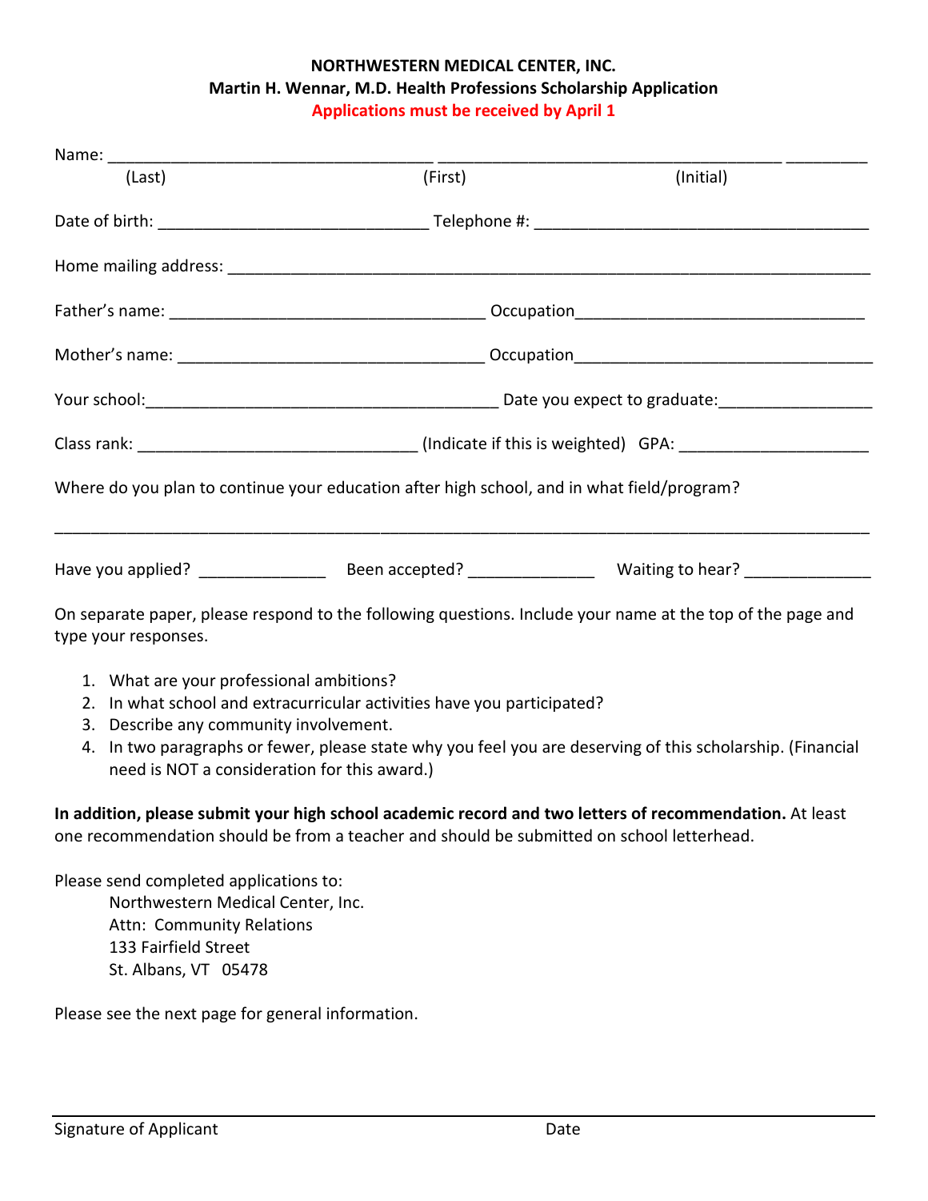**NORTHWESTERN MEDICAL CENTER, INC.**
**Martin H. Wennar, M.D. Health Professions Scholarship Application**
**Applications must be received by April 1**

Name: ___________________________________ ___________________________________ _________
(Last) (First) (Initial)

Date of birth: _____________________________ Telephone #: ____________________________________

Home mailing address: ______________________________________________________________________

Father's name: __________________________________ Occupation_______________________________

Mother's name: _________________________________ Occupation________________________________

Your school:_______________________________________ Date you expect to graduate:________________

Class rank: ______________________________ (Indicate if this is weighted) GPA: ____________________

Where do you plan to continue your education after high school, and in what field/program?

____________________________________________________________________________________________

Have you applied? ______________ Been accepted? ______________ Waiting to hear? ______________

On separate paper, please respond to the following questions. Include your name at the top of the page and type your responses.

1. What are your professional ambitions?
2. In what school and extracurricular activities have you participated?
3. Describe any community involvement.
4. In two paragraphs or fewer, please state why you feel you are deserving of this scholarship. (Financial need is NOT a consideration for this award.)

**In addition, please submit your high school academic record and two letters of recommendation.** At least one recommendation should be from a teacher and should be submitted on school letterhead.

Please send completed applications to:

Northwestern Medical Center, Inc.
Attn: Community Relations
133 Fairfield Street
St. Albans, VT 05478

Please see the next page for general information.

____________________________________________________________________________________________
Signature of Applicant Date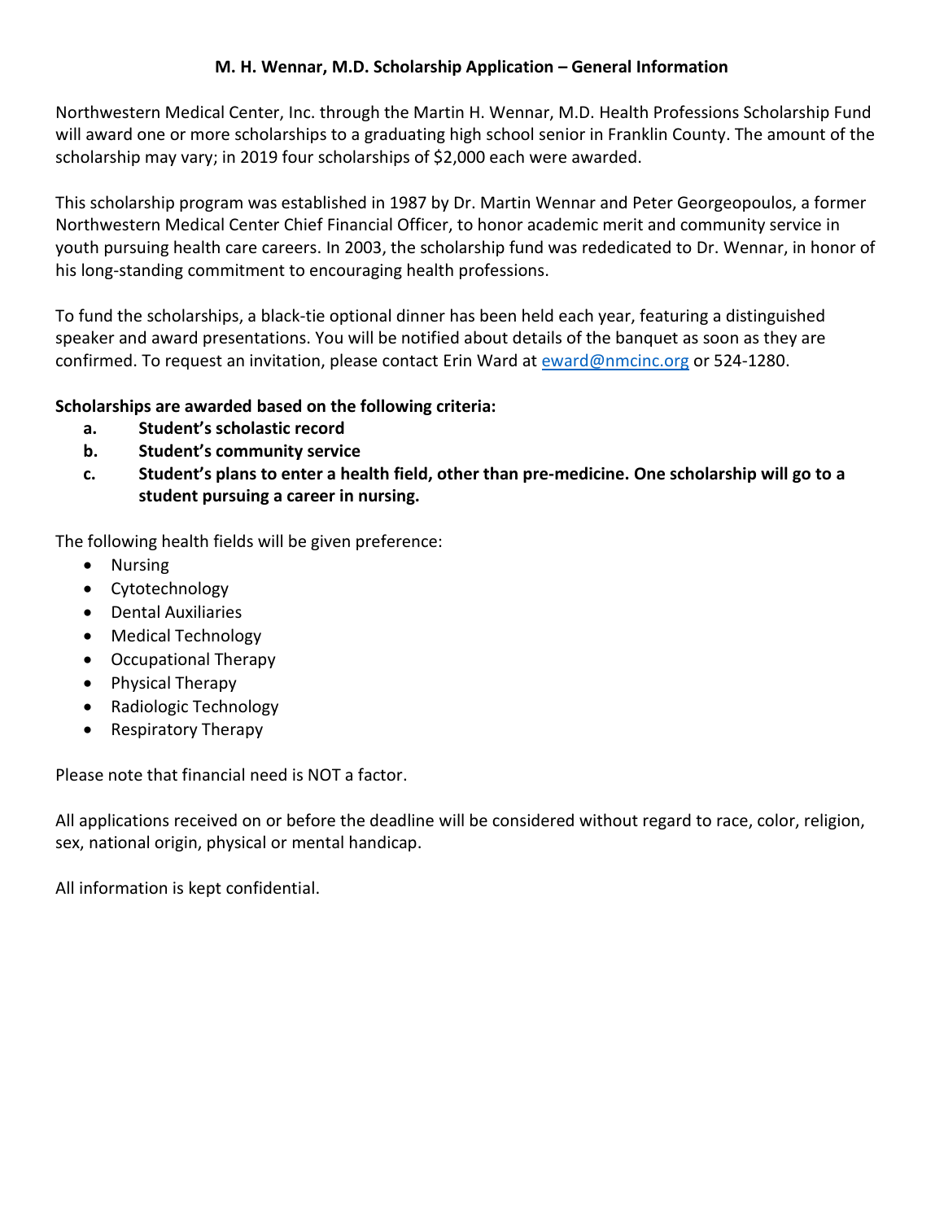# M. H. Wennar, M.D. Scholarship Application – General Information

Northwestern Medical Center, Inc. through the Martin H. Wennar, M.D. Health Professions Scholarship Fund will award one or more scholarships to a graduating high school senior in Franklin County. The amount of the scholarship may vary; in 2019 four scholarships of $2,000 each were awarded.

This scholarship program was established in 1987 by Dr. Martin Wennar and Peter Georgeopoulos, a former Northwestern Medical Center Chief Financial Officer, to honor academic merit and community service in youth pursuing health care careers. In 2003, the scholarship fund was rededicated to Dr. Wennar, in honor of his long-standing commitment to encouraging health professions.

To fund the scholarships, a black-tie optional dinner has been held each year, featuring a distinguished speaker and award presentations. You will be notified about details of the banquet as soon as they are confirmed. To request an invitation, please contact Erin Ward at eward@nmcinc.org or 524-1280.

**Scholarships are awarded based on the following criteria:**

- **a. Student's scholastic record**
- **b. Student's community service**
- **c. Student's plans to enter a health field, other than pre-medicine. One scholarship will go to a student pursuing a career in nursing.**

The following health fields will be given preference:

- Nursing
- Cytotechnology
- Dental Auxiliaries
- Medical Technology
- Occupational Therapy
- Physical Therapy
- Radiologic Technology
- Respiratory Therapy

Please note that financial need is NOT a factor.

All applications received on or before the deadline will be considered without regard to race, color, religion, sex, national origin, physical or mental handicap.

All information is kept confidential.